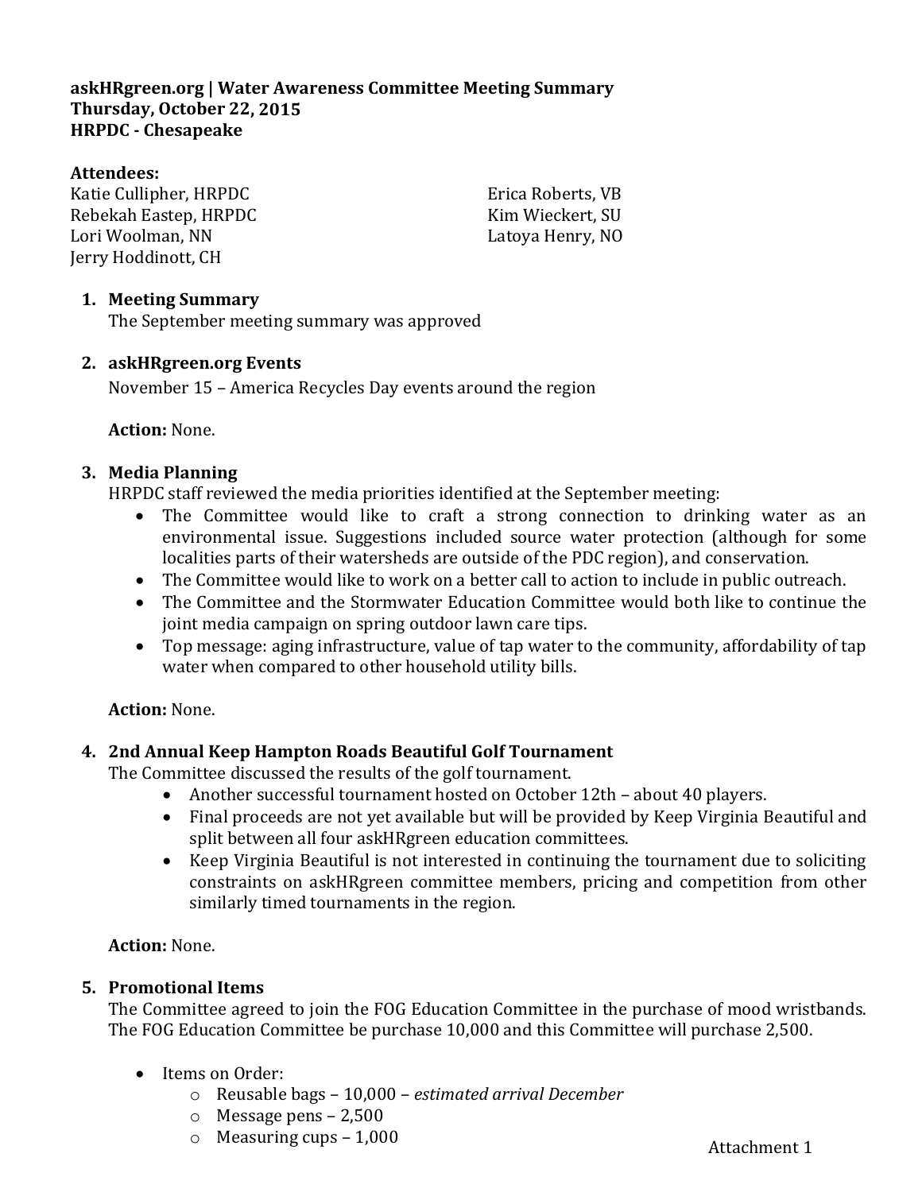**askHRgreen.org | Water Awareness Committee Meeting Summary**
**Thursday, October 22, 2015**
**HRPDC - Chesapeake**

**Attendees:**

Katie Cullipher, HRPDC
Rebekah Eastep, HRPDC
Lori Woolman, NN
Jerry Hoddinott, CH
Erica Roberts, VB
Kim Wieckert, SU
Latoya Henry, NO

1. **Meeting Summary**
   The September meeting summary was approved

2. **askHRgreen.org Events**
   November 15 – America Recycles Day events around the region

   **Action:** None.

3. **Media Planning**
   HRPDC staff reviewed the media priorities identified at the September meeting:
   - The Committee would like to craft a strong connection to drinking water as an environmental issue. Suggestions included source water protection (although for some localities parts of their watersheds are outside of the PDC region), and conservation.
   - The Committee would like to work on a better call to action to include in public outreach.
   - The Committee and the Stormwater Education Committee would both like to continue the joint media campaign on spring outdoor lawn care tips.
   - Top message: aging infrastructure, value of tap water to the community, affordability of tap water when compared to other household utility bills.

   **Action:** None.

4. **2nd Annual Keep Hampton Roads Beautiful Golf Tournament**
   The Committee discussed the results of the golf tournament.
   - Another successful tournament hosted on October 12th – about 40 players.
   - Final proceeds are not yet available but will be provided by Keep Virginia Beautiful and split between all four askHRgreen education committees.
   - Keep Virginia Beautiful is not interested in continuing the tournament due to soliciting constraints on askHRgreen committee members, pricing and competition from other similarly timed tournaments in the region.

   **Action:** None.

5. **Promotional Items**
   The Committee agreed to join the FOG Education Committee in the purchase of mood wristbands. The FOG Education Committee be purchase 10,000 and this Committee will purchase 2,500.

   - Items on Order:
     - Reusable bags – 10,000 – *estimated arrival December*
     - Message pens – 2,500
     - Measuring cups – 1,000

Attachment 1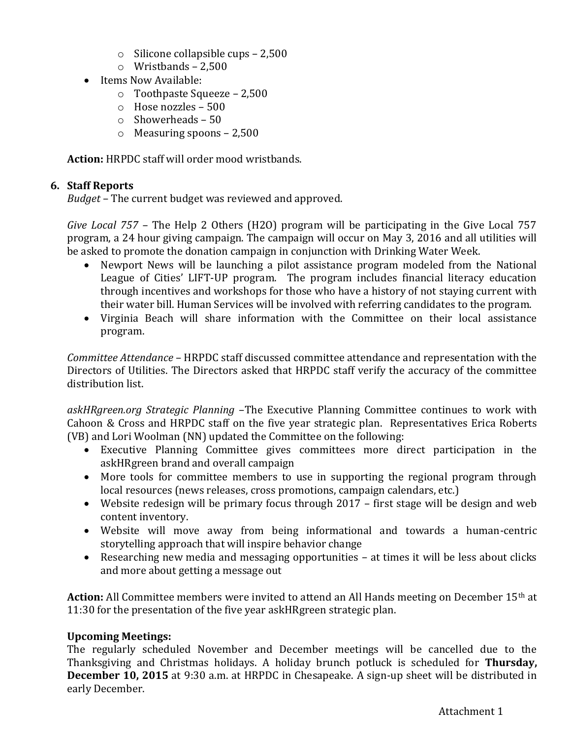- Silicone collapsible cups – 2,500
- Wristbands – 2,500

- Items Now Available:
  - Toothpaste Squeeze – 2,500
  - Hose nozzles – 500
  - Showerheads – 50
  - Measuring spoons – 2,500

**Action:** HRPDC staff will order mood wristbands.

**6. Staff Reports**

*Budget* – The current budget was reviewed and approved.

*Give Local 757* – The Help 2 Others (H2O) program will be participating in the Give Local 757 program, a 24 hour giving campaign. The campaign will occur on May 3, 2016 and all utilities will be asked to promote the donation campaign in conjunction with Drinking Water Week.

- Newport News will be launching a pilot assistance program modeled from the National League of Cities' LIFT-UP program. The program includes financial literacy education through incentives and workshops for those who have a history of not staying current with their water bill. Human Services will be involved with referring candidates to the program.
- Virginia Beach will share information with the Committee on their local assistance program.

*Committee Attendance* – HRPDC staff discussed committee attendance and representation with the Directors of Utilities. The Directors asked that HRPDC staff verify the accuracy of the committee distribution list.

*askHRgreen.org Strategic Planning* –The Executive Planning Committee continues to work with Cahoon & Cross and HRPDC staff on the five year strategic plan. Representatives Erica Roberts (VB) and Lori Woolman (NN) updated the Committee on the following:

- Executive Planning Committee gives committees more direct participation in the askHRgreen brand and overall campaign
- More tools for committee members to use in supporting the regional program through local resources (news releases, cross promotions, campaign calendars, etc.)
- Website redesign will be primary focus through 2017 – first stage will be design and web content inventory.
- Website will move away from being informational and towards a human-centric storytelling approach that will inspire behavior change
- Researching new media and messaging opportunities – at times it will be less about clicks and more about getting a message out

**Action:** All Committee members were invited to attend an All Hands meeting on December 15th at 11:30 for the presentation of the five year askHRgreen strategic plan.

**Upcoming Meetings:**

The regularly scheduled November and December meetings will be cancelled due to the Thanksgiving and Christmas holidays. A holiday brunch potluck is scheduled for **Thursday, December 10, 2015** at 9:30 a.m. at HRPDC in Chesapeake. A sign-up sheet will be distributed in early December.

Attachment 1